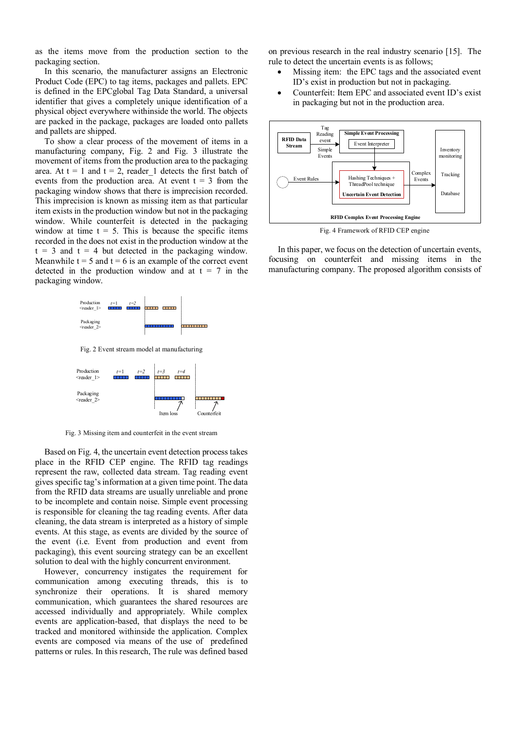as the items move from the production section to the packaging section.

In this scenario, the manufacturer assigns an Electronic Product Code (EPC) to tag items, packages and pallets. EPC is defined in the EPCglobal Tag Data Standard, a universal identifier that gives a completely unique identification of a physical object everywhere withinside the world. The objects are packed in the package, packages are loaded onto pallets and pallets are shipped.

To show a clear process of the movement of items in a manufacturing company, Fig. 2 and Fig. 3 illustrate the movement of items from the production area to the packaging area. At t = 1 and t = 2, reader_1 detects the first batch of events from the production area. At event t = 3 from the packaging window shows that there is imprecision recorded. This imprecision is known as missing item as that particular item exists in the production window but not in the packaging window. While counterfeit is detected in the packaging window at time t = 5. This is because the specific items recorded in the does not exist in the production window at the t = 3 and t = 4 but detected in the packaging window. Meanwhile t = 5 and t = 6 is an example of the correct event detected in the production window and at t = 7 in the packaging window.

Production <reader_1> t=1 t=2

Packaging <reader_2>

Fig. 2 Event stream model at manufacturing

Production <reader_1> t=1 t=2 t=3 t=4

Packaging <reader_2>

Item loss Counterfeit

Fig. 3 Missing item and counterfeit in the event stream

Based on Fig. 4, the uncertain event detection process takes place in the RFID CEP engine. The RFID tag readings represent the raw, collected data stream. Tag reading event gives specific tag's information at a given time point. The data from the RFID data streams are usually unreliable and prone to be incomplete and contain noise. Simple event processing is responsible for cleaning the tag reading events. After data cleaning, the data stream is interpreted as a history of simple events. At this stage, as events are divided by the source of the event (i.e. Event from production and event from packaging), this event sourcing strategy can be an excellent solution to deal with the highly concurrent environment.

However, concurrency instigates the requirement for communication among executing threads, this is to synchronize their operations. It is shared memory communication, which guarantees the shared resources are accessed individually and appropriately. While complex events are application-based, that displays the need to be tracked and monitored withinside the application. Complex events are composed via means of the use of predefined patterns or rules. In this research, The rule was defined based on previous research in the real industry scenario [15]. The rule to detect the uncertain events is as follows;

- Missing item: the EPC tags and the associated event ID's exist in production but not in packaging.
- Counterfeit: Item EPC and associated event ID's exist in packaging but not in the production area.

RFID Data Stream

Tag Reading event

Simple Events

Simple Event Processing

Event Interpreter

Event Rules

Hashing Techniques + ThreadPool technique

Uncertain Event Detection

Complex Events

Inventory monitoring

Tracking

Database

RFID Complex Event Processing Engine

Fig. 4 Framework of RFID CEP engine

In this paper, we focus on the detection of uncertain events, focusing on counterfeit and missing items in the manufacturing company. The proposed algorithm consists of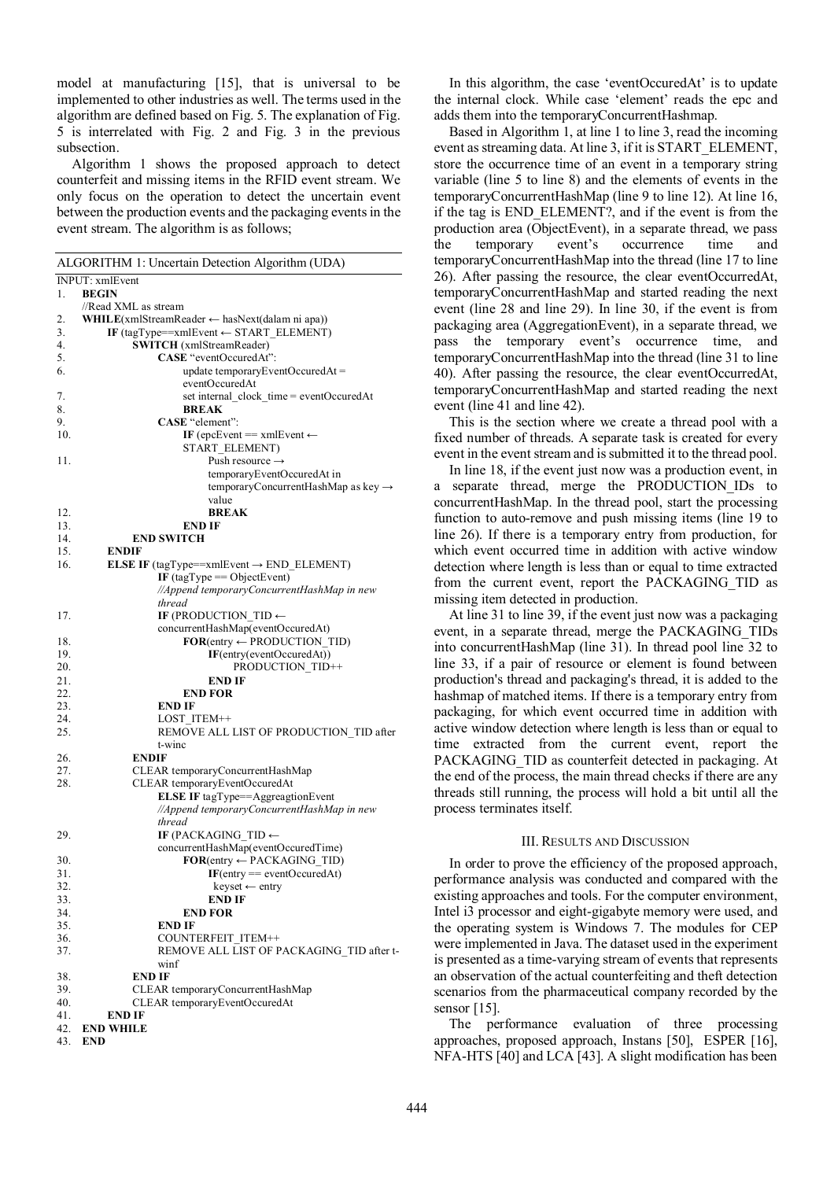model at manufacturing [15], that is universal to be implemented to other industries as well. The terms used in the algorithm are defined based on Fig. 5. The explanation of Fig. 5 is interrelated with Fig. 2 and Fig. 3 in the previous subsection.

Algorithm 1 shows the proposed approach to detect counterfeit and missing items in the RFID event stream. We only focus on the operation to detect the uncertain event between the production events and the packaging events in the event stream. The algorithm is as follows;

ALGORITHM 1: Uncertain Detection Algorithm (UDA)

```
INPUT: xmlEvent
1.  BEGIN
    //Read XML as stream
2.  WHILE(xmlStreamReader ← hasNext(dalam ni apa))
3.      IF (tagType==xmlEvent ← START_ELEMENT)
4.          SWITCH (xmlStreamReader)
5.              CASE "eventOccuredAt":
6.                  update temporaryEventOccuredAt =
                    eventOccuredAt
7.                  set internal_clock_time = eventOccuredAt
8.                  BREAK
9.              CASE "element":
10.                 IF (epcEvent == xmlEvent ←
                    START_ELEMENT)
11.                     Push resource →
                        temporaryEventOccuredAt in
                        temporaryConcurrentHashMap as key →
                        value
12.                     BREAK
13.                 END IF
14.         END SWITCH
15.     ENDIF
16.     ELSE IF (tagType==xmlEvent → END_ELEMENT)
            IF (tagType == ObjectEvent)
            //Append temporaryConcurrentHashMap in new
            thread
17.             IF (PRODUCTION_TID ←
                concurrentHashMap(eventOccuredAt)
18.                 FOR(entry ← PRODUCTION_TID)
19.                     IF(entry(eventOccuredAt))
20.                         PRODUCTION_TID++
21.                     END IF
22.                 END FOR
23.             END IF
24.             LOST_ITEM++
25.             REMOVE ALL LIST OF PRODUCTION_TID after
                t-winc
26.         ENDIF
27.         CLEAR temporaryConcurrentHashMap
28.         CLEAR temporaryEventOccuredAt
            ELSE IF tagType==AggreagtionEvent
            //Append temporaryConcurrentHashMap in new
            thread
29.             IF (PACKAGING_TID ←
                concurrentHashMap(eventOccuredTime)
30.                 FOR(entry ← PACKAGING_TID)
31.                     IF(entry == eventOccuredAt)
32.                         keyset ← entry
33.                     END IF
34.                 END FOR
35.             END IF
36.             COUNTERFEIT_ITEM++
37.             REMOVE ALL LIST OF PACKAGING_TID after t-
                winf
38.         END IF
39.         CLEAR temporaryConcurrentHashMap
40.         CLEAR temporaryEventOccuredAt
41.     END IF
42. END WHILE
43. END
```

In this algorithm, the case 'eventOccuredAt' is to update the internal clock. While case 'element' reads the epc and adds them into the temporaryConcurrentHashmap.

Based in Algorithm 1, at line 1 to line 3, read the incoming event as streaming data. At line 3, if it is START_ELEMENT, store the occurrence time of an event in a temporary string variable (line 5 to line 8) and the elements of events in the temporaryConcurrentHashMap (line 9 to line 12). At line 16, if the tag is END_ELEMENT?, and if the event is from the production area (ObjectEvent), in a separate thread, we pass the temporary event's occurrence time and temporaryConcurrentHashMap into the thread (line 17 to line 26). After passing the resource, the clear eventOccurredAt, temporaryConcurrentHashMap and started reading the next event (line 28 and line 29). In line 30, if the event is from packaging area (AggregationEvent), in a separate thread, we pass the temporary event's occurrence time, and temporaryConcurrentHashMap into the thread (line 31 to line 40). After passing the resource, the clear eventOccurredAt, temporaryConcurrentHashMap and started reading the next event (line 41 and line 42).

This is the section where we create a thread pool with a fixed number of threads. A separate task is created for every event in the event stream and is submitted it to the thread pool.

In line 18, if the event just now was a production event, in a separate thread, merge the PRODUCTION_IDs to concurrentHashMap. In the thread pool, start the processing function to auto-remove and push missing items (line 19 to line 26). If there is a temporary entry from production, for which event occurred time in addition with active window detection where length is less than or equal to time extracted from the current event, report the PACKAGING_TID as missing item detected in production.

At line 31 to line 39, if the event just now was a packaging event, in a separate thread, merge the PACKAGING_TIDs into concurrentHashMap (line 31). In thread pool line 32 to line 33, if a pair of resource or element is found between production's thread and packaging's thread, it is added to the hashmap of matched items. If there is a temporary entry from packaging, for which event occurred time in addition with active window detection where length is less than or equal to time extracted from the current event, report the PACKAGING_TID as counterfeit detected in packaging. At the end of the process, the main thread checks if there are any threads still running, the process will hold a bit until all the process terminates itself.

## III. Results and Discussion

In order to prove the efficiency of the proposed approach, performance analysis was conducted and compared with the existing approaches and tools. For the computer environment, Intel i3 processor and eight-gigabyte memory were used, and the operating system is Windows 7. The modules for CEP were implemented in Java. The dataset used in the experiment is presented as a time-varying stream of events that represents an observation of the actual counterfeiting and theft detection scenarios from the pharmaceutical company recorded by the sensor [15].

The performance evaluation of three processing approaches, proposed approach, Instans [50], ESPER [16], NFA-HTS [40] and LCA [43]. A slight modification has been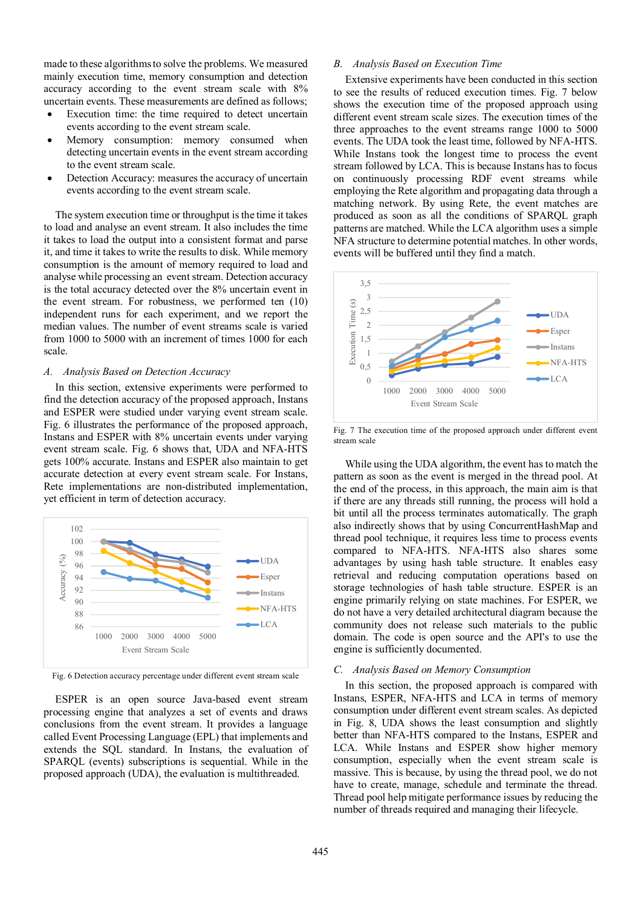made to these algorithms to solve the problems. We measured mainly execution time, memory consumption and detection accuracy according to the event stream scale with 8% uncertain events. These measurements are defined as follows;

- Execution time: the time required to detect uncertain events according to the event stream scale.
- Memory consumption: memory consumed when detecting uncertain events in the event stream according to the event stream scale.
- Detection Accuracy: measures the accuracy of uncertain events according to the event stream scale.

The system execution time or throughput is the time it takes to load and analyse an event stream. It also includes the time it takes to load the output into a consistent format and parse it, and time it takes to write the results to disk. While memory consumption is the amount of memory required to load and analyse while processing an event stream. Detection accuracy is the total accuracy detected over the 8% uncertain event in the event stream. For robustness, we performed ten (10) independent runs for each experiment, and we report the median values. The number of event streams scale is varied from 1000 to 5000 with an increment of times 1000 for each scale.

### *A. Analysis Based on Detection Accuracy*

In this section, extensive experiments were performed to find the detection accuracy of the proposed approach, Instans and ESPER were studied under varying event stream scale. Fig. 6 illustrates the performance of the proposed approach, Instans and ESPER with 8% uncertain events under varying event stream scale. Fig. 6 shows that, UDA and NFA-HTS gets 100% accurate. Instans and ESPER also maintain to get accurate detection at every event stream scale. For Instans, Rete implementations are non-distributed implementation, yet efficient in term of detection accuracy.

Fig. 6 Detection accuracy percentage under different event stream scale

ESPER is an open source Java-based event stream processing engine that analyzes a set of events and draws conclusions from the event stream. It provides a language called Event Processing Language (EPL) that implements and extends the SQL standard. In Instans, the evaluation of SPARQL (events) subscriptions is sequential. While in the proposed approach (UDA), the evaluation is multithreaded.

### *B. Analysis Based on Execution Time*

Extensive experiments have been conducted in this section to see the results of reduced execution times. Fig. 7 below shows the execution time of the proposed approach using different event stream scale sizes. The execution times of the three approaches to the event streams range 1000 to 5000 events. The UDA took the least time, followed by NFA-HTS. While Instans took the longest time to process the event stream followed by LCA. This is because Instans has to focus on continuously processing RDF event streams while employing the Rete algorithm and propagating data through a matching network. By using Rete, the event matches are produced as soon as all the conditions of SPARQL graph patterns are matched. While the LCA algorithm uses a simple NFA structure to determine potential matches. In other words, events will be buffered until they find a match.

Fig. 7 The execution time of the proposed approach under different event stream scale

While using the UDA algorithm, the event has to match the pattern as soon as the event is merged in the thread pool. At the end of the process, in this approach, the main aim is that if there are any threads still running, the process will hold a bit until all the process terminates automatically. The graph also indirectly shows that by using ConcurrentHashMap and thread pool technique, it requires less time to process events compared to NFA-HTS. NFA-HTS also shares some advantages by using hash table structure. It enables easy retrieval and reducing computation operations based on storage technologies of hash table structure. ESPER is an engine primarily relying on state machines. For ESPER, we do not have a very detailed architectural diagram because the community does not release such materials to the public domain. The code is open source and the API's to use the engine is sufficiently documented.

### *C. Analysis Based on Memory Consumption*

In this section, the proposed approach is compared with Instans, ESPER, NFA-HTS and LCA in terms of memory consumption under different event stream scales. As depicted in Fig. 8, UDA shows the least consumption and slightly better than NFA-HTS compared to the Instans, ESPER and LCA. While Instans and ESPER show higher memory consumption, especially when the event stream scale is massive. This is because, by using the thread pool, we do not have to create, manage, schedule and terminate the thread. Thread pool help mitigate performance issues by reducing the number of threads required and managing their lifecycle.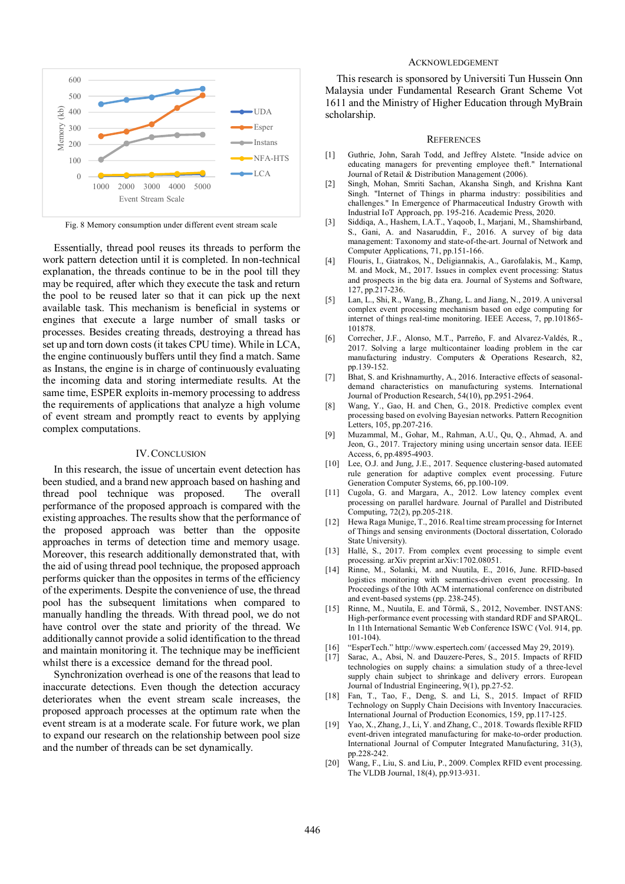Fig. 8 Memory consumption under different event stream scale

Essentially, thread pool reuses its threads to perform the work pattern detection until it is completed. In non-technical explanation, the threads continue to be in the pool till they may be required, after which they execute the task and return the pool to be reused later so that it can pick up the next available task. This mechanism is beneficial in systems or engines that execute a large number of small tasks or processes. Besides creating threads, destroying a thread has set up and torn down costs (it takes CPU time). While in LCA, the engine continuously buffers until they find a match. Same as Instans, the engine is in charge of continuously evaluating the incoming data and storing intermediate results. At the same time, ESPER exploits in-memory processing to address the requirements of applications that analyze a high volume of event stream and promptly react to events by applying complex computations.

## IV. Conclusion

In this research, the issue of uncertain event detection has been studied, and a brand new approach based on hashing and thread pool technique was proposed. The overall performance of the proposed approach is compared with the existing approaches. The results show that the performance of the proposed approach was better than the opposite approaches in terms of detection time and memory usage. Moreover, this research additionally demonstrated that, with the aid of using thread pool technique, the proposed approach performs quicker than the opposites in terms of the efficiency of the experiments. Despite the convenience of use, the thread pool has the subsequent limitations when compared to manually handling the threads. With thread pool, we do not have control over the state and priority of the thread. We additionally cannot provide a solid identification to the thread and maintain monitoring it. The technique may be inefficient whilst there is a excessive demand for the thread pool.

Synchronization overhead is one of the reasons that lead to inaccurate detections. Even though the detection accuracy deteriorates when the event stream scale increases, the proposed approach processes at the optimum rate when the event stream is at a moderate scale. For future work, we plan to expand our research on the relationship between pool size and the number of threads can be set dynamically.

## Acknowledgement

This research is sponsored by Universiti Tun Hussein Onn Malaysia under Fundamental Research Grant Scheme Vot 1611 and the Ministry of Higher Education through MyBrain scholarship.

## References

[1] Guthrie, John, Sarah Todd, and Jeffrey Alstete. "Inside advice on educating managers for preventing employee theft." International Journal of Retail & Distribution Management (2006).

[2] Singh, Mohan, Smriti Sachan, Akansha Singh, and Krishna Kant Singh. "Internet of Things in pharma industry: possibilities and challenges." In Emergence of Pharmaceutical Industry Growth with Industrial IoT Approach, pp. 195-216. Academic Press, 2020.

[3] Siddiqa, A., Hashem, I.A.T., Yaqoob, I., Marjani, M., Shamshirband, S., Gani, A. and Nasaruddin, F., 2016. A survey of big data management: Taxonomy and state-of-the-art. Journal of Network and Computer Applications, 71, pp.151-166.

[4] Flouris, I., Giatrakos, N., Deligiannakis, A., Garofalakis, M., Kamp, M. and Mock, M., 2017. Issues in complex event processing: Status and prospects in the big data era. Journal of Systems and Software, 127, pp.217-236.

[5] Lan, L., Shi, R., Wang, B., Zhang, L. and Jiang, N., 2019. A universal complex event processing mechanism based on edge computing for internet of things real-time monitoring. IEEE Access, 7, pp.101865-101878.

[6] Correcher, J.F., Alonso, M.T., Parreño, F. and Alvarez-Valdés, R., 2017. Solving a large multicontainer loading problem in the car manufacturing industry. Computers & Operations Research, 82, pp.139-152.

[7] Bhat, S. and Krishnamurthy, A., 2016. Interactive effects of seasonal-demand characteristics on manufacturing systems. International Journal of Production Research, 54(10), pp.2951-2964.

[8] Wang, Y., Gao, H. and Chen, G., 2018. Predictive complex event processing based on evolving Bayesian networks. Pattern Recognition Letters, 105, pp.207-216.

[9] Muzammal, M., Gohar, M., Rahman, A.U., Qu, Q., Ahmad, A. and Jeon, G., 2017. Trajectory mining using uncertain sensor data. IEEE Access, 6, pp.4895-4903.

[10] Lee, O.J. and Jung, J.E., 2017. Sequence clustering-based automated rule generation for adaptive complex event processing. Future Generation Computer Systems, 66, pp.100-109.

[11] Cugola, G. and Margara, A., 2012. Low latency complex event processing on parallel hardware. Journal of Parallel and Distributed Computing, 72(2), pp.205-218.

[12] Hewa Raga Munige, T., 2016. Real time stream processing for Internet of Things and sensing environments (Doctoral dissertation, Colorado State University).

[13] Hallé, S., 2017. From complex event processing to simple event processing. arXiv preprint arXiv:1702.08051.

[14] Rinne, M., Solanki, M. and Nuutila, E., 2016, June. RFID-based logistics monitoring with semantics-driven event processing. In Proceedings of the 10th ACM international conference on distributed and event-based systems (pp. 238-245).

[15] Rinne, M., Nuutila, E. and Törmä, S., 2012, November. INSTANS: High-performance event processing with standard RDF and SPARQL. In 11th International Semantic Web Conference ISWC (Vol. 914, pp. 101-104).

[16] "EsperTech." http://www.espertech.com/ (accessed May 29, 2019).

[17] Sarac, A., Absi, N. and Dauzere-Peres, S., 2015. Impacts of RFID technologies on supply chains: a simulation study of a three-level supply chain subject to shrinkage and delivery errors. European Journal of Industrial Engineering, 9(1), pp.27-52.

[18] Fan, T., Tao, F., Deng, S. and Li, S., 2015. Impact of RFID Technology on Supply Chain Decisions with Inventory Inaccuracies. International Journal of Production Economics, 159, pp.117-125.

[19] Yao, X., Zhang, J., Li, Y. and Zhang, C., 2018. Towards flexible RFID event-driven integrated manufacturing for make-to-order production. International Journal of Computer Integrated Manufacturing, 31(3), pp.228-242.

[20] Wang, F., Liu, S. and Liu, P., 2009. Complex RFID event processing. The VLDB Journal, 18(4), pp.913-931.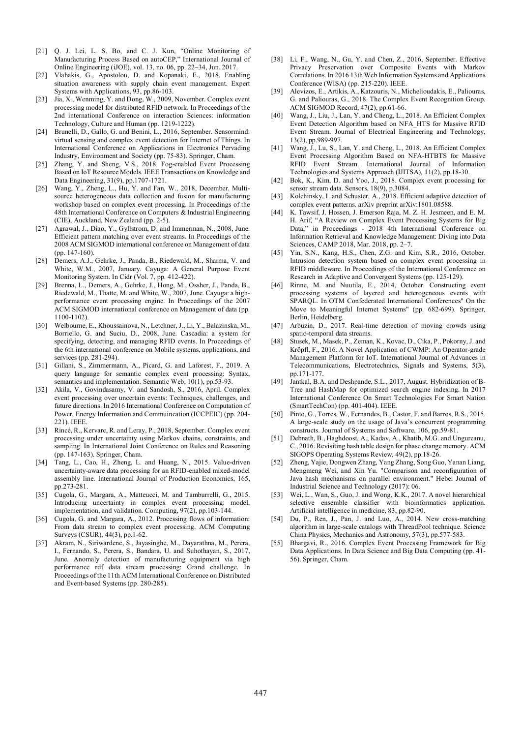[21] Q. J. Lei, L. S. Bo, and C. J. Kun, "Online Monitoring of Manufacturing Process Based on autoCEP," International Journal of Online Engineering (iJOE), vol. 13, no. 06, pp. 22–34, Jun. 2017.

[22] Vlahakis, G., Apostolou, D. and Kopanaki, E., 2018. Enabling situation awareness with supply chain event management. Expert Systems with Applications, 93, pp.86-103.

[23] Jia, X., Wenming, Y. and Dong, W., 2009, November. Complex event processing model for distributed RFID network. In Proceedings of the 2nd international Conference on interaction Sciences: information Technology, Culture and Human (pp. 1219-1222).

[24] Brunelli, D., Gallo, G. and Benini, L., 2016, September. Sensormind: virtual sensing and complex event detection for Internet of Things. In International Conference on Applications in Electronics Pervading Industry, Environment and Society (pp. 75-83). Springer, Cham.

[25] Zhang, Y. and Sheng, V.S., 2018. Fog-enabled Event Processing Based on IoT Resource Models. IEEE Transactions on Knowledge and Data Engineering, 31(9), pp.1707-1721.

[26] Wang, Y., Zheng, L., Hu, Y. and Fan, W., 2018, December. Multi-source heterogeneous data collection and fusion for manufacturing workshop based on complex event processing. In Proceedings of the 48th International Conference on Computers & Industrial Engineering (CIE), Auckland, New Zealand (pp. 2-5).

[27] Agrawal, J., Diao, Y., Gyllstrom, D. and Immerman, N., 2008, June. Efficient pattern matching over event streams. In Proceedings of the 2008 ACM SIGMOD international conference on Management of data (pp. 147-160).

[28] Demers, A.J., Gehrke, J., Panda, B., Riedewald, M., Sharma, V. and White, W.M., 2007, January. Cayuga: A General Purpose Event Monitoring System. In Cidr (Vol. 7, pp. 412-422).

[29] Brenna, L., Demers, A., Gehrke, J., Hong, M., Ossher, J., Panda, B., Riedewald, M., Thatte, M. and White, W., 2007, June. Cayuga: a high-performance event processing engine. In Proceedings of the 2007 ACM SIGMOD international conference on Management of data (pp. 1100-1102).

[30] Welbourne, E., Khoussainova, N., Letchner, J., Li, Y., Balazinska, M., Borriello, G. and Suciu, D., 2008, June. Cascadia: a system for specifying, detecting, and managing RFID events. In Proceedings of the 6th international conference on Mobile systems, applications, and services (pp. 281-294).

[31] Gillani, S., Zimmermann, A., Picard, G. and Laforest, F., 2019. A query language for semantic complex event processing: Syntax, semantics and implementation. Semantic Web, 10(1), pp.53-93.

[32] Akila, V., Govindasamy, V. and Sandosh, S., 2016, April. Complex event processing over uncertain events: Techniques, challenges, and future directions. In 2016 International Conference on Computation of Power, Energy Information and Commuincation (ICCPEIC) (pp. 204-221). IEEE.

[33] Rincé, R., Kervarc, R. and Leray, P., 2018, September. Complex event processing under uncertainty using Markov chains, constraints, and sampling. In International Joint Conference on Rules and Reasoning (pp. 147-163). Springer, Cham.

[34] Tang, L., Cao, H., Zheng, L. and Huang, N., 2015. Value-driven uncertainty-aware data processing for an RFID-enabled mixed-model assembly line. International Journal of Production Economics, 165, pp.273-281.

[35] Cugola, G., Margara, A., Matteucci, M. and Tamburrelli, G., 2015. Introducing uncertainty in complex event processing: model, implementation, and validation. Computing, 97(2), pp.103-144.

[36] Cugola, G. and Margara, A., 2012. Processing flows of information: From data stream to complex event processing. ACM Computing Surveys (CSUR), 44(3), pp.1-62.

[37] Akram, N., Siriwardene, S., Jayasinghe, M., Dayarathna, M., Perera, I., Fernando, S., Perera, S., Bandara, U. and Suhothayan, S., 2017, June. Anomaly detection of manufacturing equipment via high performance rdf data stream processing: Grand challenge. In Proceedings of the 11th ACM International Conference on Distributed and Event-based Systems (pp. 280-285).

[38] Li, F., Wang, N., Gu, Y. and Chen, Z., 2016, September. Effective Privacy Preservation over Composite Events with Markov Correlations. In 2016 13th Web Information Systems and Applications Conference (WISA) (pp. 215-220). IEEE.

[39] Alevizos, E., Artikis, A., Katzouris, N., Michelioudakis, E., Paliouras, G. and Paliouras, G., 2018. The Complex Event Recognition Group. ACM SIGMOD Record, 47(2), pp.61-66.

[40] Wang, J., Liu, J., Lan, Y. and Cheng, L., 2018. An Efficient Complex Event Detection Algorithm based on NFA_HTS for Massive RFID Event Stream. Journal of Electrical Engineering and Technology, 13(2), pp.989-997.

[41] Wang, J., Lu, S., Lan, Y. and Cheng, L., 2018. An Efficient Complex Event Processing Algorithm Based on NFA-HTBTS for Massive RFID Event Stream. International Journal of Information Technologies and Systems Approach (IJITSA), 11(2), pp.18-30.

[42] Bok, K., Kim, D. and Yoo, J., 2018. Complex event processing for sensor stream data. Sensors, 18(9), p.3084.

[43] Kolchinsky, I. and Schuster, A., 2018. Efficient adaptive detection of complex event patterns. arXiv preprint arXiv:1801.08588.

[44] K. Tawsif, J. Hossen, J. Emerson Raja, M. Z. H. Jesmeen, and E. M. H. Arif, "A Review on Complex Event Processing Systems for Big Data," in Proceedings - 2018 4th International Conference on Information Retrieval and Knowledge Management: Diving into Data Sciences, CAMP 2018, Mar. 2018, pp. 2–7.

[45] Yin, S.N., Kang, H.S., Chen, Z.G. and Kim, S.R., 2016, October. Intrusion detection system based on complex event processing in RFID middleware. In Proceedings of the International Conference on Research in Adaptive and Convergent Systems (pp. 125-129).

[46] Rinne, M. and Nuutila, E., 2014, October. Constructing event processing systems of layered and heterogeneous events with SPARQL. In OTM Confederated International Conferences" On the Move to Meaningful Internet Systems" (pp. 682-699). Springer, Berlin, Heidelberg.

[47] Arbuzin, D., 2017. Real-time detection of moving crowds using spatio-temporal data streams.

[48] Stusek, M., Masek, P., Zeman, K., Kovac, D., Cika, P., Pokorny, J. and Kröpfl, F., 2016. A Novel Application of CWMP: An Operator-grade Management Platform for IoT. International Journal of Advances in Telecommunications, Electrotechnics, Signals and Systems, 5(3), pp.171-177.

[49] Jantkal, B.A. and Deshpande, S.L., 2017, August. Hybridization of B-Tree and HashMap for optimized search engine indexing. In 2017 International Conference On Smart Technologies For Smart Nation (SmartTechCon) (pp. 401-404). IEEE.

[50] Pinto, G., Torres, W., Fernandes, B., Castor, F. and Barros, R.S., 2015. A large-scale study on the usage of Java's concurrent programming constructs. Journal of Systems and Software, 106, pp.59-81.

[51] Debnath, B., Haghdoost, A., Kadav, A., Khatib, M.G. and Ungureanu, C., 2016. Revisiting hash table design for phase change memory. ACM SIGOPS Operating Systems Review, 49(2), pp.18-26.

[52] Zheng, Yajie, Dongwen Zhang, Yang Zhang, Song Guo, Yanan Liang, Mengmeng Wei, and Xin Yu. "Comparison and reconfiguration of Java hash mechanisms on parallel environment." Hebei Journal of Industrial Science and Technology (2017): 06.

[53] Wei, L., Wan, S., Guo, J. and Wong, K.K., 2017. A novel hierarchical selective ensemble classifier with bioinformatics application. Artificial intelligence in medicine, 83, pp.82-90.

[54] Du, P., Ren, J., Pan, J. and Luo, A., 2014. New cross-matching algorithm in large-scale catalogs with ThreadPool technique. Science China Physics, Mechanics and Astronomy, 57(3), pp.577-583.

[55] Bhargavi, R., 2016. Complex Event Processing Framework for Big Data Applications. In Data Science and Big Data Computing (pp. 41-56). Springer, Cham.